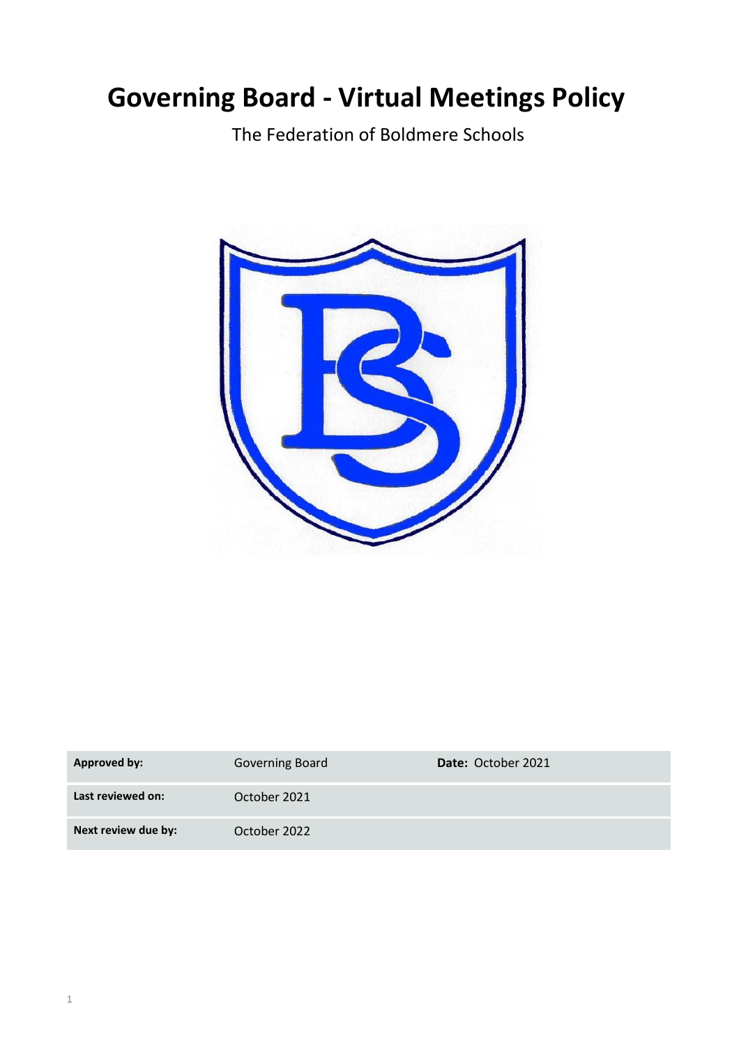# Governing Board - Virtual Meetings Policy

The Federation of Boldmere Schools

| | | |
|---|---|---|
| **Approved by:** | Governing Board | **Date:** October 2021 |
| **Last reviewed on:** | October 2021 | |
| **Next review due by:** | October 2022 | |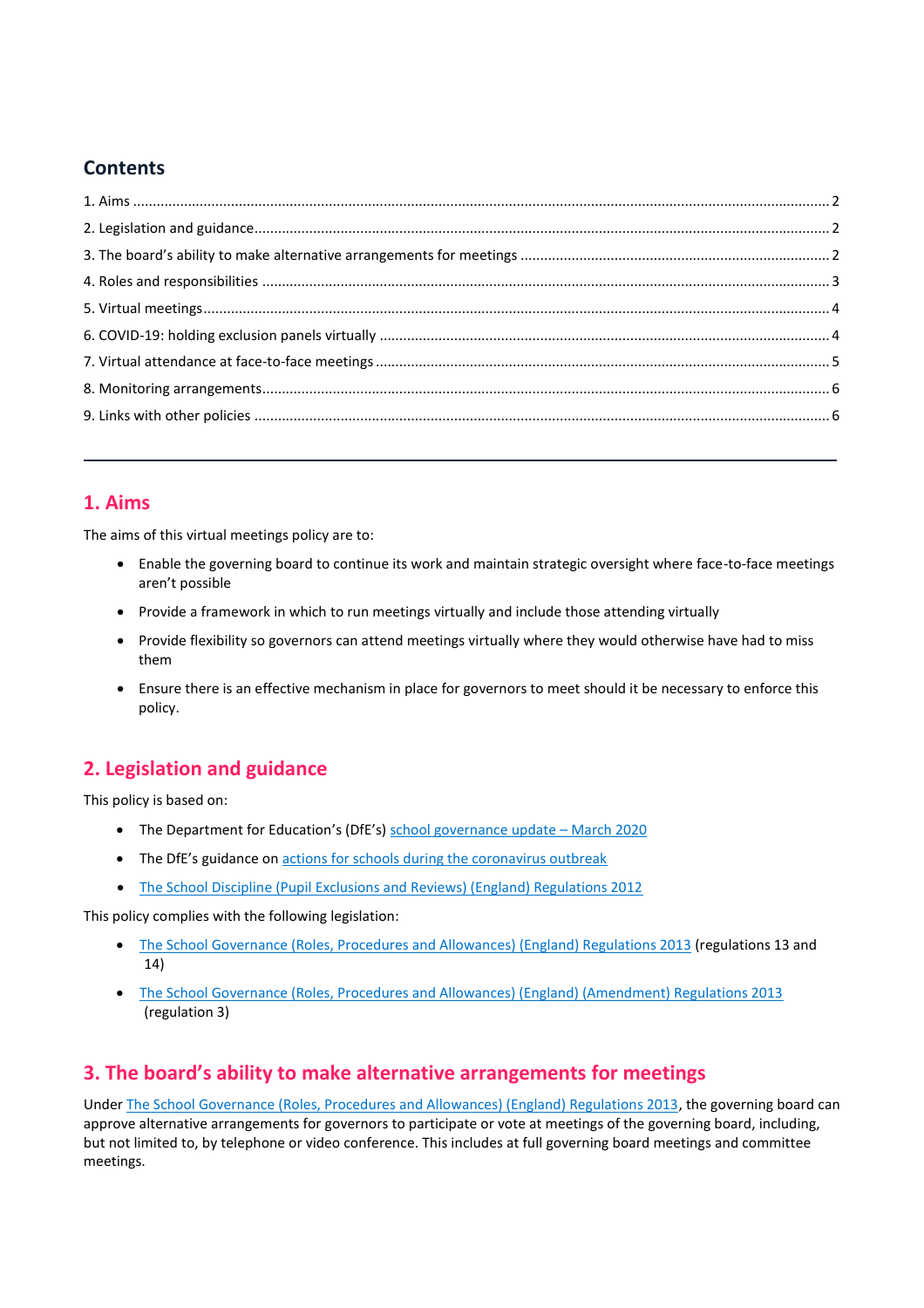## Contents

1. Aims ..... 2
2. Legislation and guidance ..... 2
3. The board's ability to make alternative arrangements for meetings ..... 2
4. Roles and responsibilities ..... 3
5. Virtual meetings ..... 4
6. COVID-19: holding exclusion panels virtually ..... 4
7. Virtual attendance at face-to-face meetings ..... 5
8. Monitoring arrangements ..... 6
9. Links with other policies ..... 6

---

## 1. Aims

The aims of this virtual meetings policy are to:

- Enable the governing board to continue its work and maintain strategic oversight where face-to-face meetings aren't possible
- Provide a framework in which to run meetings virtually and include those attending virtually
- Provide flexibility so governors can attend meetings virtually where they would otherwise have had to miss them
- Ensure there is an effective mechanism in place for governors to meet should it be necessary to enforce this policy.

## 2. Legislation and guidance

This policy is based on:

- The Department for Education's (DfE's) school governance update – March 2020
- The DfE's guidance on actions for schools during the coronavirus outbreak
- The School Discipline (Pupil Exclusions and Reviews) (England) Regulations 2012

This policy complies with the following legislation:

- The School Governance (Roles, Procedures and Allowances) (England) Regulations 2013 (regulations 13 and 14)
- The School Governance (Roles, Procedures and Allowances) (England) (Amendment) Regulations 2013 (regulation 3)

## 3. The board's ability to make alternative arrangements for meetings

Under The School Governance (Roles, Procedures and Allowances) (England) Regulations 2013, the governing board can approve alternative arrangements for governors to participate or vote at meetings of the governing board, including, but not limited to, by telephone or video conference. This includes at full governing board meetings and committee meetings.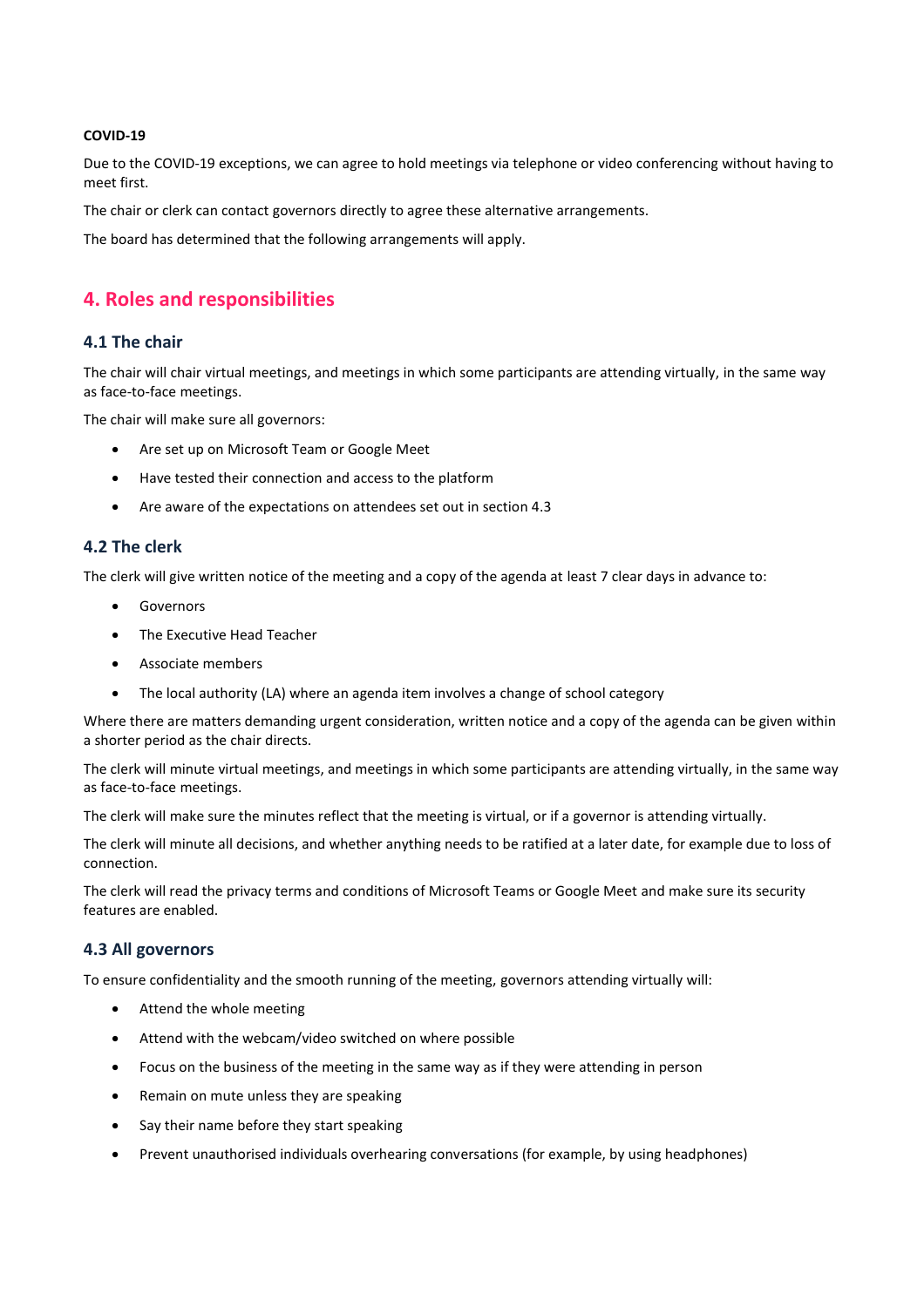**COVID-19**

Due to the COVID-19 exceptions, we can agree to hold meetings via telephone or video conferencing without having to meet first.

The chair or clerk can contact governors directly to agree these alternative arrangements.

The board has determined that the following arrangements will apply.

## 4. Roles and responsibilities

### 4.1 The chair

The chair will chair virtual meetings, and meetings in which some participants are attending virtually, in the same way as face-to-face meetings.

The chair will make sure all governors:

- Are set up on Microsoft Team or Google Meet
- Have tested their connection and access to the platform
- Are aware of the expectations on attendees set out in section 4.3

### 4.2 The clerk

The clerk will give written notice of the meeting and a copy of the agenda at least 7 clear days in advance to:

- Governors
- The Executive Head Teacher
- Associate members
- The local authority (LA) where an agenda item involves a change of school category

Where there are matters demanding urgent consideration, written notice and a copy of the agenda can be given within a shorter period as the chair directs.

The clerk will minute virtual meetings, and meetings in which some participants are attending virtually, in the same way as face-to-face meetings.

The clerk will make sure the minutes reflect that the meeting is virtual, or if a governor is attending virtually.

The clerk will minute all decisions, and whether anything needs to be ratified at a later date, for example due to loss of connection.

The clerk will read the privacy terms and conditions of Microsoft Teams or Google Meet and make sure its security features are enabled.

### 4.3 All governors

To ensure confidentiality and the smooth running of the meeting, governors attending virtually will:

- Attend the whole meeting
- Attend with the webcam/video switched on where possible
- Focus on the business of the meeting in the same way as if they were attending in person
- Remain on mute unless they are speaking
- Say their name before they start speaking
- Prevent unauthorised individuals overhearing conversations (for example, by using headphones)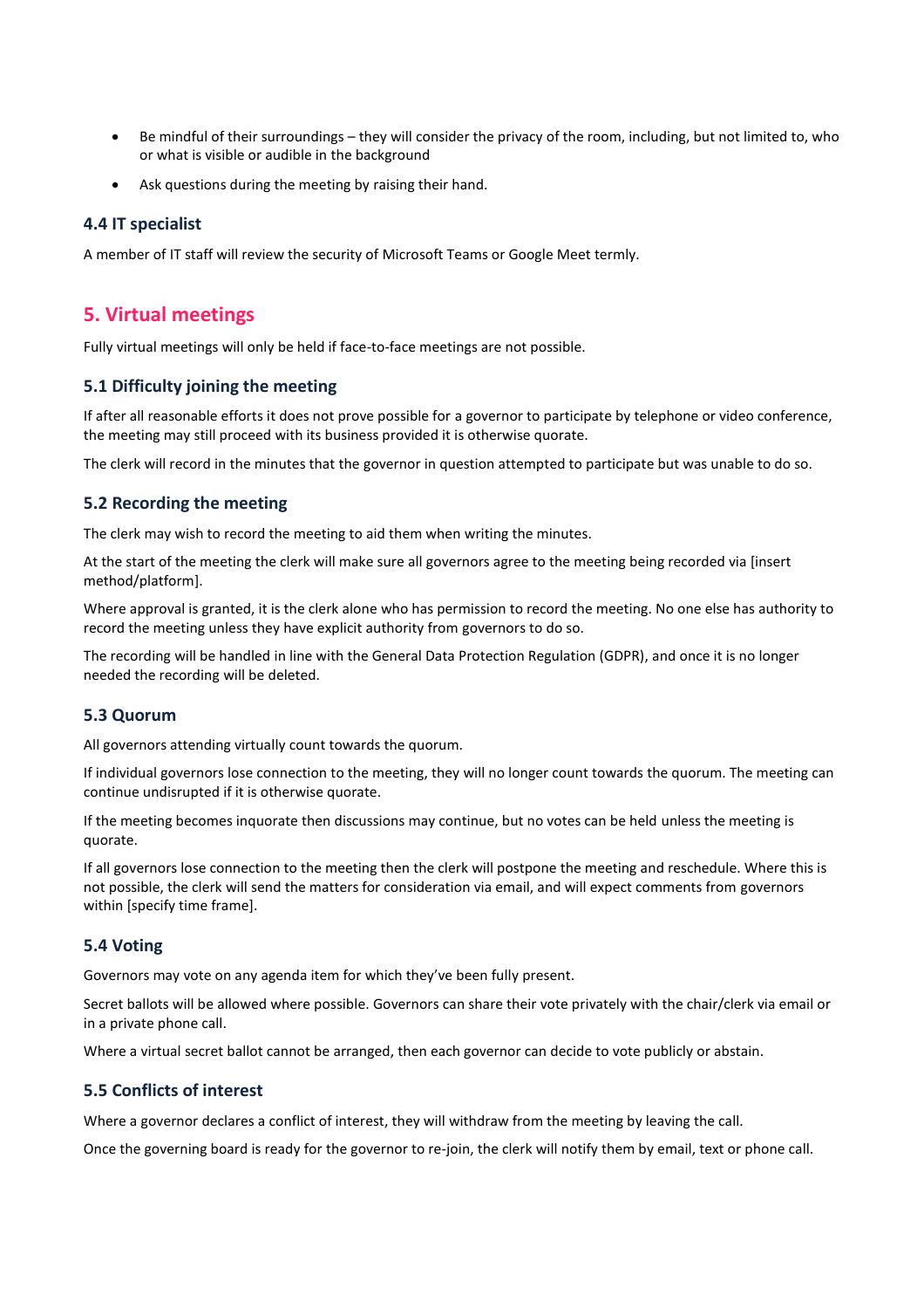- Be mindful of their surroundings – they will consider the privacy of the room, including, but not limited to, who or what is visible or audible in the background
- Ask questions during the meeting by raising their hand.

### 4.4 IT specialist

A member of IT staff will review the security of Microsoft Teams or Google Meet termly.

## 5. Virtual meetings

Fully virtual meetings will only be held if face-to-face meetings are not possible.

### 5.1 Difficulty joining the meeting

If after all reasonable efforts it does not prove possible for a governor to participate by telephone or video conference, the meeting may still proceed with its business provided it is otherwise quorate.

The clerk will record in the minutes that the governor in question attempted to participate but was unable to do so.

### 5.2 Recording the meeting

The clerk may wish to record the meeting to aid them when writing the minutes.

At the start of the meeting the clerk will make sure all governors agree to the meeting being recorded via [insert method/platform].

Where approval is granted, it is the clerk alone who has permission to record the meeting. No one else has authority to record the meeting unless they have explicit authority from governors to do so.

The recording will be handled in line with the General Data Protection Regulation (GDPR), and once it is no longer needed the recording will be deleted.

### 5.3 Quorum

All governors attending virtually count towards the quorum.

If individual governors lose connection to the meeting, they will no longer count towards the quorum. The meeting can continue undisrupted if it is otherwise quorate.

If the meeting becomes inquorate then discussions may continue, but no votes can be held unless the meeting is quorate.

If all governors lose connection to the meeting then the clerk will postpone the meeting and reschedule. Where this is not possible, the clerk will send the matters for consideration via email, and will expect comments from governors within [specify time frame].

### 5.4 Voting

Governors may vote on any agenda item for which they've been fully present.

Secret ballots will be allowed where possible. Governors can share their vote privately with the chair/clerk via email or in a private phone call.

Where a virtual secret ballot cannot be arranged, then each governor can decide to vote publicly or abstain.

### 5.5 Conflicts of interest

Where a governor declares a conflict of interest, they will withdraw from the meeting by leaving the call.

Once the governing board is ready for the governor to re-join, the clerk will notify them by email, text or phone call.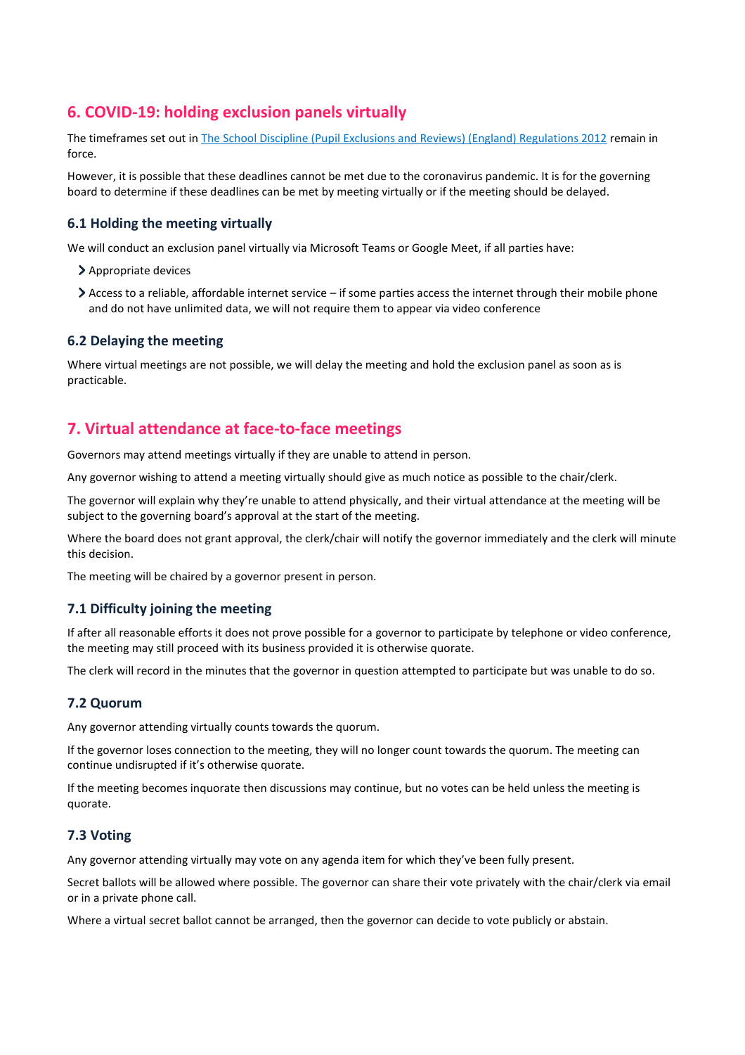## 6. COVID-19: holding exclusion panels virtually

The timeframes set out in [The School Discipline (Pupil Exclusions and Reviews) (England) Regulations 2012]() remain in force.

However, it is possible that these deadlines cannot be met due to the coronavirus pandemic. It is for the governing board to determine if these deadlines can be met by meeting virtually or if the meeting should be delayed.

### 6.1 Holding the meeting virtually

We will conduct an exclusion panel virtually via Microsoft Teams or Google Meet, if all parties have:

- Appropriate devices
- Access to a reliable, affordable internet service – if some parties access the internet through their mobile phone and do not have unlimited data, we will not require them to appear via video conference

### 6.2 Delaying the meeting

Where virtual meetings are not possible, we will delay the meeting and hold the exclusion panel as soon as is practicable.

## 7. Virtual attendance at face-to-face meetings

Governors may attend meetings virtually if they are unable to attend in person.

Any governor wishing to attend a meeting virtually should give as much notice as possible to the chair/clerk.

The governor will explain why they're unable to attend physically, and their virtual attendance at the meeting will be subject to the governing board's approval at the start of the meeting.

Where the board does not grant approval, the clerk/chair will notify the governor immediately and the clerk will minute this decision.

The meeting will be chaired by a governor present in person.

### 7.1 Difficulty joining the meeting

If after all reasonable efforts it does not prove possible for a governor to participate by telephone or video conference, the meeting may still proceed with its business provided it is otherwise quorate.

The clerk will record in the minutes that the governor in question attempted to participate but was unable to do so.

### 7.2 Quorum

Any governor attending virtually counts towards the quorum.

If the governor loses connection to the meeting, they will no longer count towards the quorum. The meeting can continue undisrupted if it's otherwise quorate.

If the meeting becomes inquorate then discussions may continue, but no votes can be held unless the meeting is quorate.

### 7.3 Voting

Any governor attending virtually may vote on any agenda item for which they've been fully present.

Secret ballots will be allowed where possible. The governor can share their vote privately with the chair/clerk via email or in a private phone call.

Where a virtual secret ballot cannot be arranged, then the governor can decide to vote publicly or abstain.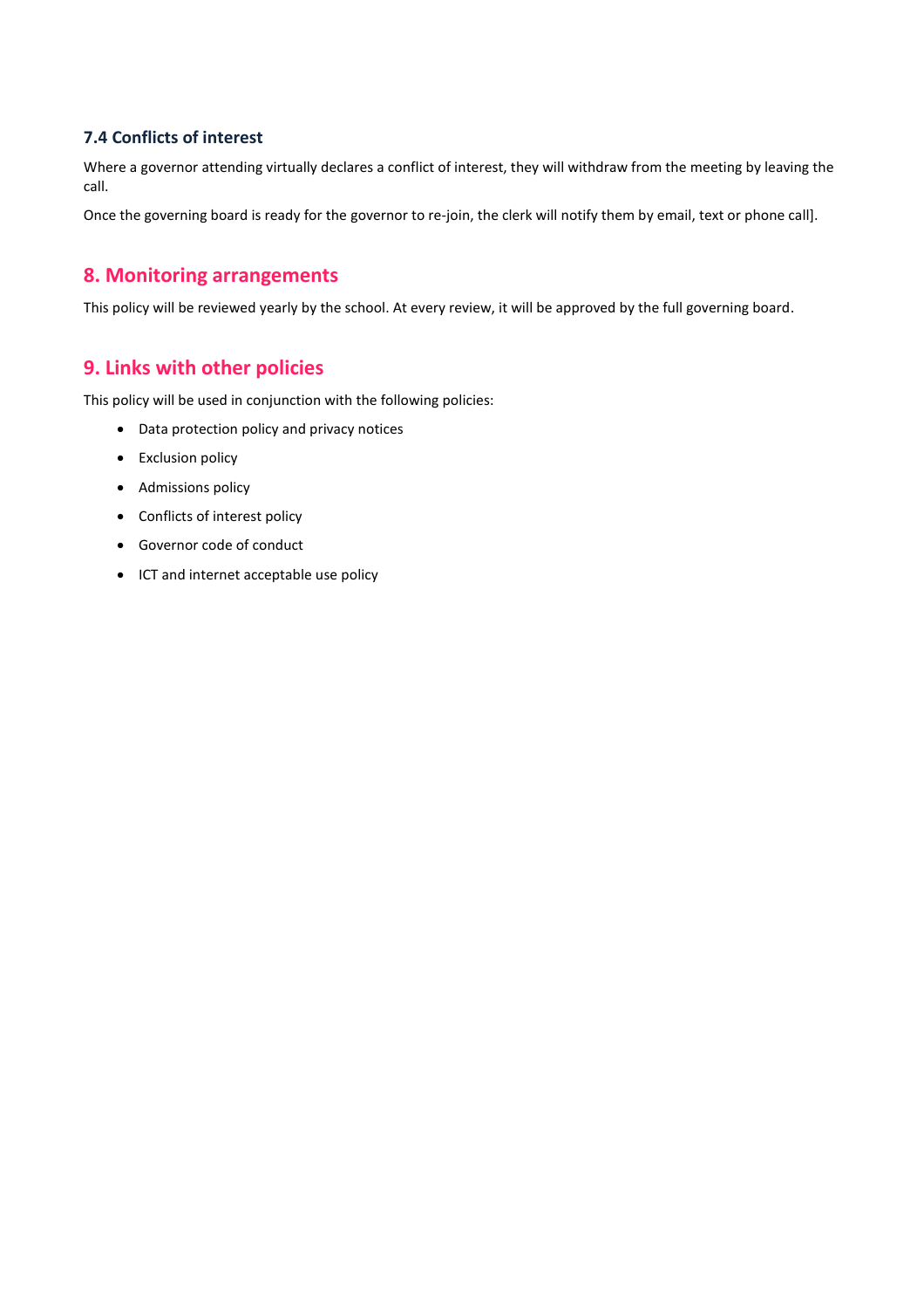### 7.4 Conflicts of interest

Where a governor attending virtually declares a conflict of interest, they will withdraw from the meeting by leaving the call.

Once the governing board is ready for the governor to re-join, the clerk will notify them by email, text or phone call].

## 8. Monitoring arrangements

This policy will be reviewed yearly by the school. At every review, it will be approved by the full governing board.

## 9. Links with other policies

This policy will be used in conjunction with the following policies:

- Data protection policy and privacy notices
- Exclusion policy
- Admissions policy
- Conflicts of interest policy
- Governor code of conduct
- ICT and internet acceptable use policy